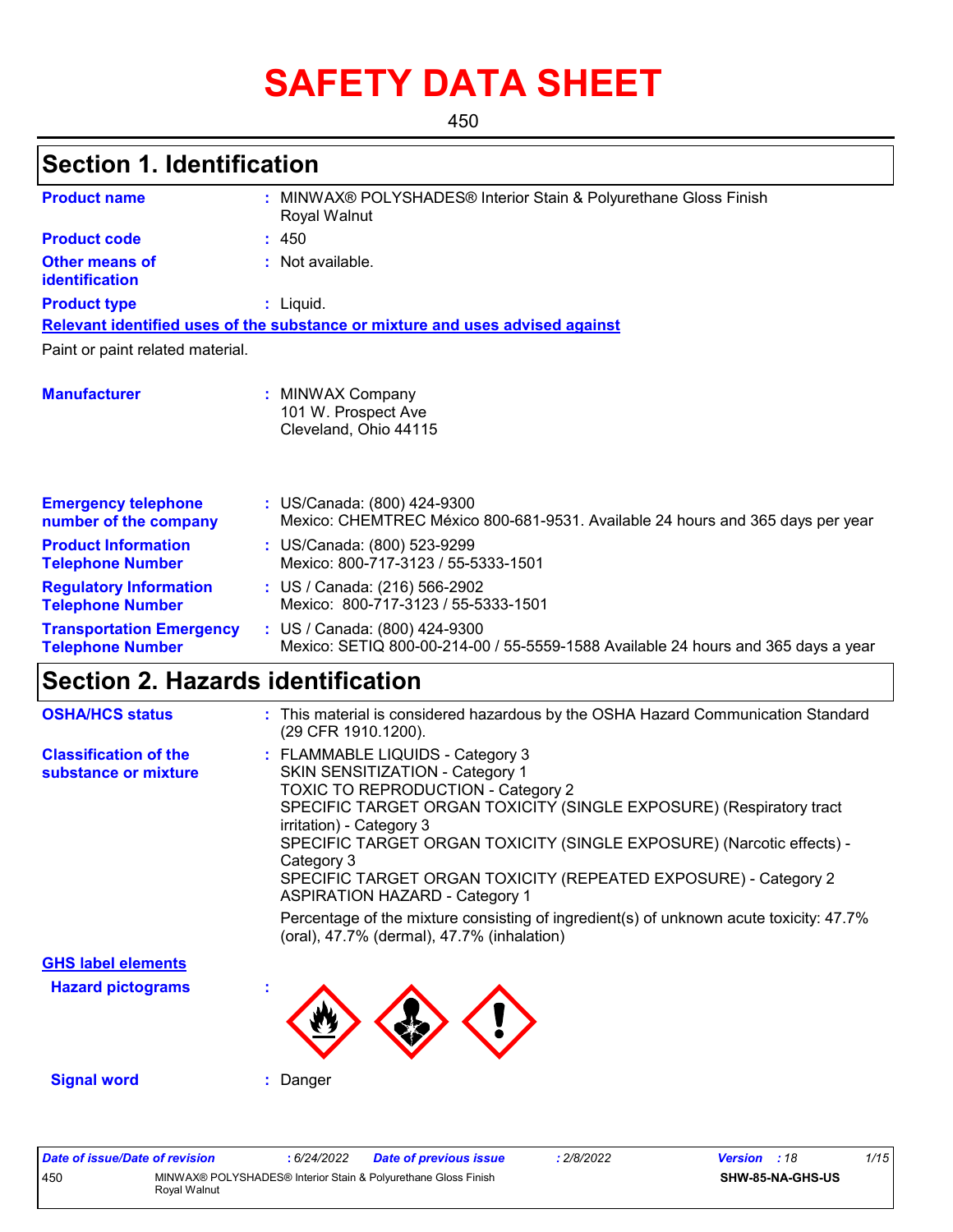# SAFETY DATA SHEET

450

## Section 1. Identification

**Product name** : MINWAX® POLYSHADES® Interior Stain & Polyurethane Gloss Finish Royal Walnut

**Product code** : 450

**Other means of identification** : Not available.

**Product type** : Liquid.

**Relevant identified uses of the substance or mixture and uses advised against**

Paint or paint related material.

**Manufacturer** : MINWAX Company
101 W. Prospect Ave
Cleveland, Ohio 44115

**Emergency telephone number of the company** : US/Canada: (800) 424-9300
Mexico: CHEMTREC México 800-681-9531. Available 24 hours and 365 days per year

**Product Information Telephone Number** : US/Canada: (800) 523-9299
Mexico: 800-717-3123 / 55-5333-1501

**Regulatory Information Telephone Number** : US / Canada: (216) 566-2902
Mexico: 800-717-3123 / 55-5333-1501

**Transportation Emergency Telephone Number** : US / Canada: (800) 424-9300
Mexico: SETIQ 800-00-214-00 / 55-5559-1588 Available 24 hours and 365 days a year

## Section 2. Hazards identification

**OSHA/HCS status** : This material is considered hazardous by the OSHA Hazard Communication Standard (29 CFR 1910.1200).

**Classification of the substance or mixture** : FLAMMABLE LIQUIDS - Category 3
SKIN SENSITIZATION - Category 1
TOXIC TO REPRODUCTION - Category 2
SPECIFIC TARGET ORGAN TOXICITY (SINGLE EXPOSURE) (Respiratory tract irritation) - Category 3
SPECIFIC TARGET ORGAN TOXICITY (SINGLE EXPOSURE) (Narcotic effects) - Category 3
SPECIFIC TARGET ORGAN TOXICITY (REPEATED EXPOSURE) - Category 2
ASPIRATION HAZARD - Category 1

Percentage of the mixture consisting of ingredient(s) of unknown acute toxicity: 47.7% (oral), 47.7% (dermal), 47.7% (inhalation)

**GHS label elements**

**Hazard pictograms** :

**Signal word** : Danger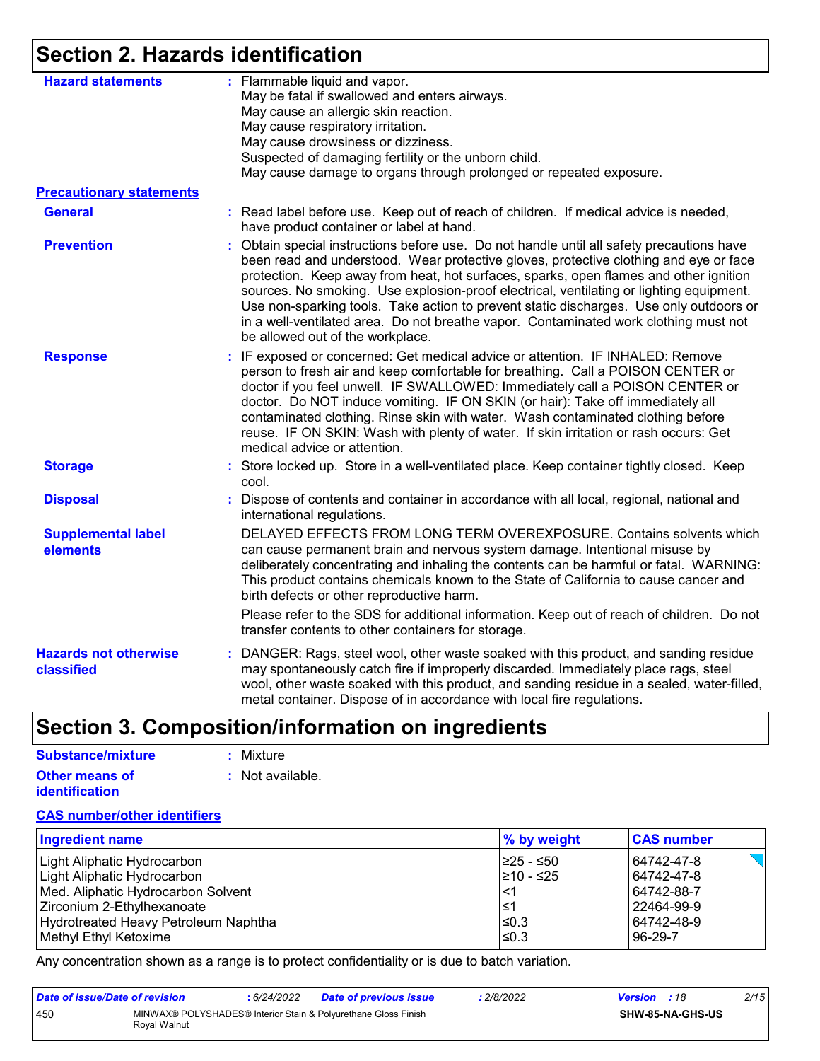# Section 2. Hazards identification

**Hazard statements** : Flammable liquid and vapor.
May be fatal if swallowed and enters airways.
May cause an allergic skin reaction.
May cause respiratory irritation.
May cause drowsiness or dizziness.
Suspected of damaging fertility or the unborn child.
May cause damage to organs through prolonged or repeated exposure.

**Precautionary statements**

**General** : Read label before use. Keep out of reach of children. If medical advice is needed, have product container or label at hand.

**Prevention** : Obtain special instructions before use. Do not handle until all safety precautions have been read and understood. Wear protective gloves, protective clothing and eye or face protection. Keep away from heat, hot surfaces, sparks, open flames and other ignition sources. No smoking. Use explosion-proof electrical, ventilating or lighting equipment. Use non-sparking tools. Take action to prevent static discharges. Use only outdoors or in a well-ventilated area. Do not breathe vapor. Contaminated work clothing must not be allowed out of the workplace.

**Response** : IF exposed or concerned: Get medical advice or attention. IF INHALED: Remove person to fresh air and keep comfortable for breathing. Call a POISON CENTER or doctor if you feel unwell. IF SWALLOWED: Immediately call a POISON CENTER or doctor. Do NOT induce vomiting. IF ON SKIN (or hair): Take off immediately all contaminated clothing. Rinse skin with water. Wash contaminated clothing before reuse. IF ON SKIN: Wash with plenty of water. If skin irritation or rash occurs: Get medical advice or attention.

**Storage** : Store locked up. Store in a well-ventilated place. Keep container tightly closed. Keep cool.

**Disposal** : Dispose of contents and container in accordance with all local, regional, national and international regulations.

**Supplemental label elements** DELAYED EFFECTS FROM LONG TERM OVEREXPOSURE. Contains solvents which can cause permanent brain and nervous system damage. Intentional misuse by deliberately concentrating and inhaling the contents can be harmful or fatal. WARNING: This product contains chemicals known to the State of California to cause cancer and birth defects or other reproductive harm.

Please refer to the SDS for additional information. Keep out of reach of children. Do not transfer contents to other containers for storage.

**Hazards not otherwise classified** : DANGER: Rags, steel wool, other waste soaked with this product, and sanding residue may spontaneously catch fire if improperly discarded. Immediately place rags, steel wool, other waste soaked with this product, and sanding residue in a sealed, water-filled, metal container. Dispose of in accordance with local fire regulations.

# Section 3. Composition/information on ingredients

**Substance/mixture** : Mixture

**Other means of identification** : Not available.

**CAS number/other identifiers**

| Ingredient name | % by weight | CAS number |
|---|---|---|
| Light Aliphatic Hydrocarbon | ≥25 - ≤50 | 64742-47-8 |
| Light Aliphatic Hydrocarbon | ≥10 - ≤25 | 64742-47-8 |
| Med. Aliphatic Hydrocarbon Solvent | <1 | 64742-88-7 |
| Zirconium 2-Ethylhexanoate | ≤1 | 22464-99-9 |
| Hydrotreated Heavy Petroleum Naphtha | ≤0.3 | 64742-48-9 |
| Methyl Ethyl Ketoxime | ≤0.3 | 96-29-7 |

Any concentration shown as a range is to protect confidentiality or is due to batch variation.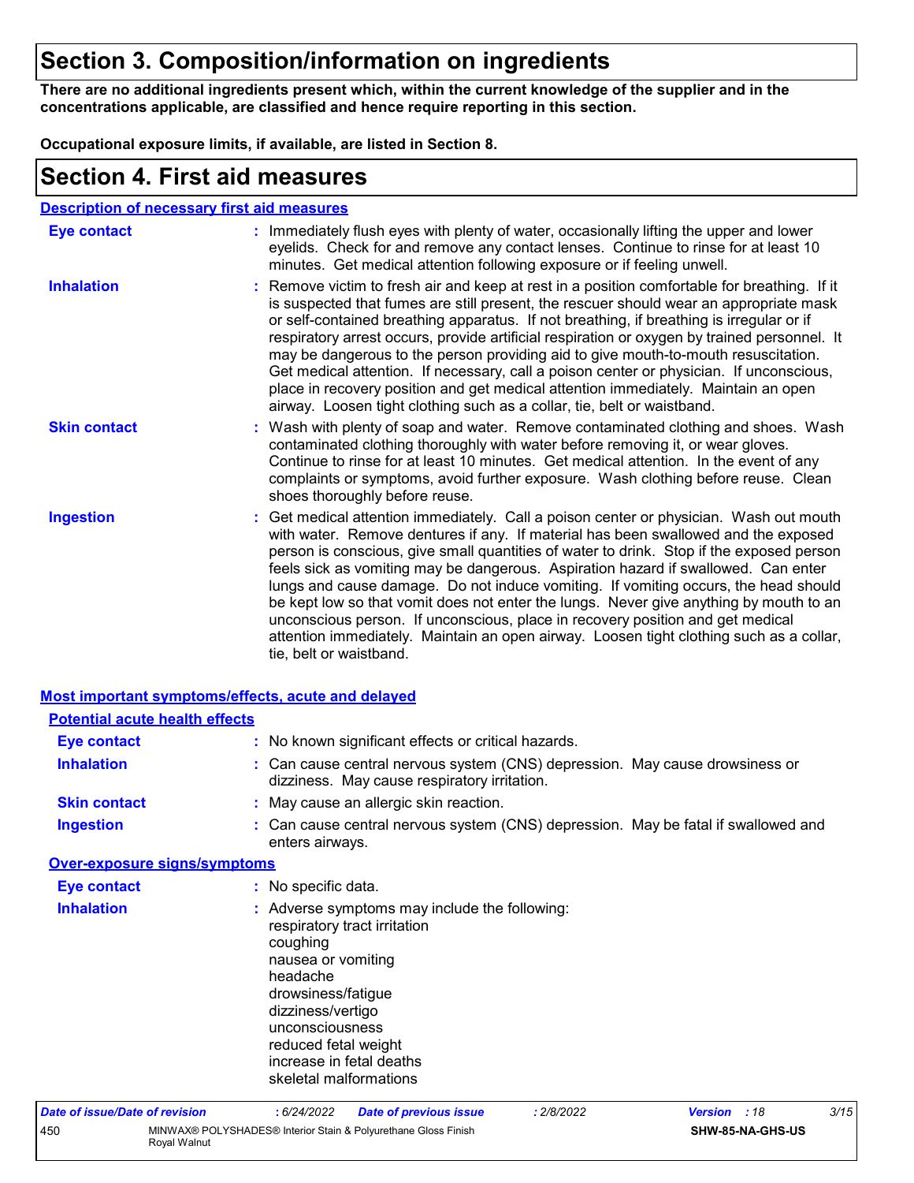# Section 3. Composition/information on ingredients

**There are no additional ingredients present which, within the current knowledge of the supplier and in the concentrations applicable, are classified and hence require reporting in this section.**

**Occupational exposure limits, if available, are listed in Section 8.**

# Section 4. First aid measures

## Description of necessary first aid measures

**Eye contact** : Immediately flush eyes with plenty of water, occasionally lifting the upper and lower eyelids. Check for and remove any contact lenses. Continue to rinse for at least 10 minutes. Get medical attention following exposure or if feeling unwell.

**Inhalation** : Remove victim to fresh air and keep at rest in a position comfortable for breathing. If it is suspected that fumes are still present, the rescuer should wear an appropriate mask or self-contained breathing apparatus. If not breathing, if breathing is irregular or if respiratory arrest occurs, provide artificial respiration or oxygen by trained personnel. It may be dangerous to the person providing aid to give mouth-to-mouth resuscitation. Get medical attention. If necessary, call a poison center or physician. If unconscious, place in recovery position and get medical attention immediately. Maintain an open airway. Loosen tight clothing such as a collar, tie, belt or waistband.

**Skin contact** : Wash with plenty of soap and water. Remove contaminated clothing and shoes. Wash contaminated clothing thoroughly with water before removing it, or wear gloves. Continue to rinse for at least 10 minutes. Get medical attention. In the event of any complaints or symptoms, avoid further exposure. Wash clothing before reuse. Clean shoes thoroughly before reuse.

**Ingestion** : Get medical attention immediately. Call a poison center or physician. Wash out mouth with water. Remove dentures if any. If material has been swallowed and the exposed person is conscious, give small quantities of water to drink. Stop if the exposed person feels sick as vomiting may be dangerous. Aspiration hazard if swallowed. Can enter lungs and cause damage. Do not induce vomiting. If vomiting occurs, the head should be kept low so that vomit does not enter the lungs. Never give anything by mouth to an unconscious person. If unconscious, place in recovery position and get medical attention immediately. Maintain an open airway. Loosen tight clothing such as a collar, tie, belt or waistband.

## Most important symptoms/effects, acute and delayed

### Potential acute health effects

**Eye contact** : No known significant effects or critical hazards.

**Inhalation** : Can cause central nervous system (CNS) depression. May cause drowsiness or dizziness. May cause respiratory irritation.

**Skin contact** : May cause an allergic skin reaction.

**Ingestion** : Can cause central nervous system (CNS) depression. May be fatal if swallowed and enters airways.

### Over-exposure signs/symptoms

**Eye contact** : No specific data.

**Inhalation** : Adverse symptoms may include the following:
respiratory tract irritation
coughing
nausea or vomiting
headache
drowsiness/fatigue
dizziness/vertigo
unconsciousness
reduced fetal weight
increase in fetal deaths
skeletal malformations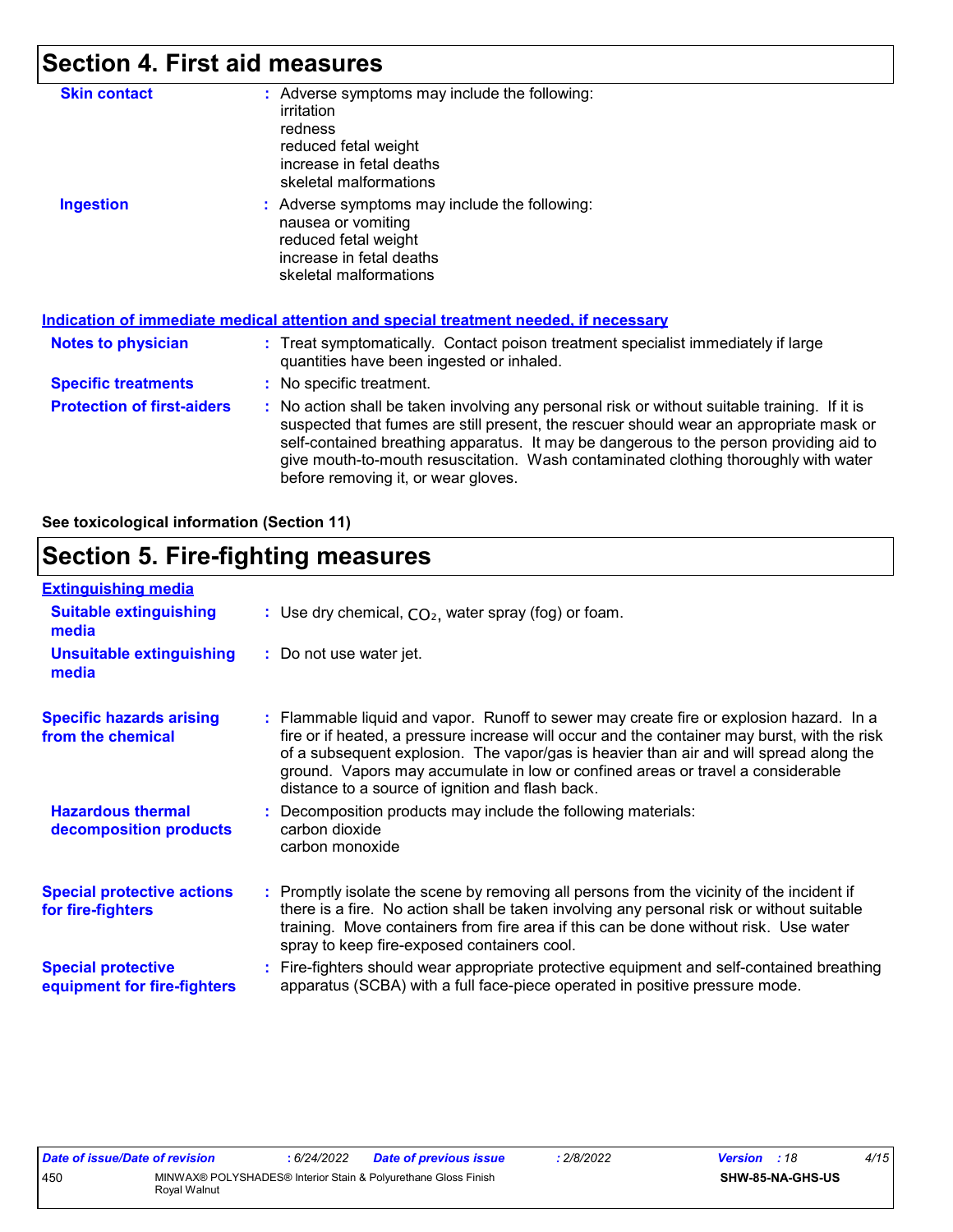## Section 4. First aid measures

**Skin contact** : Adverse symptoms may include the following:
irritation
redness
reduced fetal weight
increase in fetal deaths
skeletal malformations

**Ingestion** : Adverse symptoms may include the following:
nausea or vomiting
reduced fetal weight
increase in fetal deaths
skeletal malformations

### Indication of immediate medical attention and special treatment needed, if necessary

**Notes to physician** : Treat symptomatically. Contact poison treatment specialist immediately if large quantities have been ingested or inhaled.

**Specific treatments** : No specific treatment.

**Protection of first-aiders** : No action shall be taken involving any personal risk or without suitable training. If it is suspected that fumes are still present, the rescuer should wear an appropriate mask or self-contained breathing apparatus. It may be dangerous to the person providing aid to give mouth-to-mouth resuscitation. Wash contaminated clothing thoroughly with water before removing it, or wear gloves.

**See toxicological information (Section 11)**

## Section 5. Fire-fighting measures

### Extinguishing media

**Suitable extinguishing media** : Use dry chemical, $CO_2$, water spray (fog) or foam.

**Unsuitable extinguishing media** : Do not use water jet.

**Specific hazards arising from the chemical** : Flammable liquid and vapor. Runoff to sewer may create fire or explosion hazard. In a fire or if heated, a pressure increase will occur and the container may burst, with the risk of a subsequent explosion. The vapor/gas is heavier than air and will spread along the ground. Vapors may accumulate in low or confined areas or travel a considerable distance to a source of ignition and flash back.

**Hazardous thermal decomposition products** : Decomposition products may include the following materials:
carbon dioxide
carbon monoxide

**Special protective actions for fire-fighters** : Promptly isolate the scene by removing all persons from the vicinity of the incident if there is a fire. No action shall be taken involving any personal risk or without suitable training. Move containers from fire area if this can be done without risk. Use water spray to keep fire-exposed containers cool.

**Special protective equipment for fire-fighters** : Fire-fighters should wear appropriate protective equipment and self-contained breathing apparatus (SCBA) with a full face-piece operated in positive pressure mode.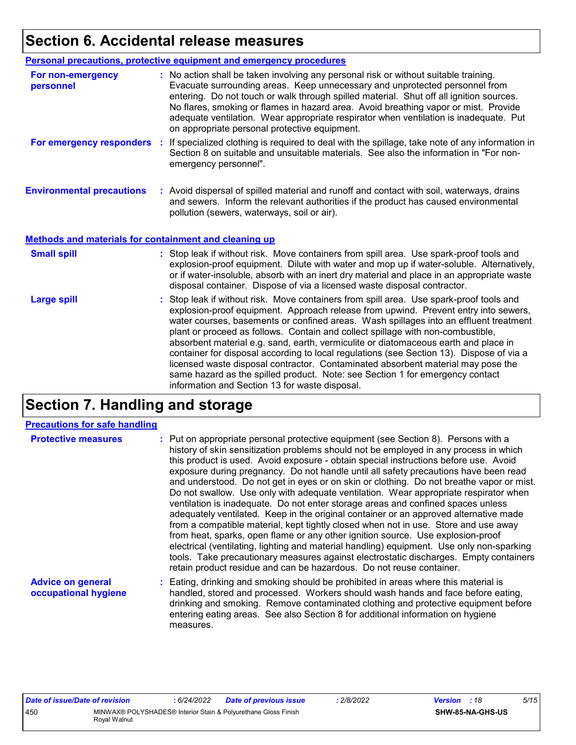# Section 6. Accidental release measures

## Personal precautions, protective equipment and emergency procedures

**For non-emergency personnel** : No action shall be taken involving any personal risk or without suitable training. Evacuate surrounding areas. Keep unnecessary and unprotected personnel from entering. Do not touch or walk through spilled material. Shut off all ignition sources. No flares, smoking or flames in hazard area. Avoid breathing vapor or mist. Provide adequate ventilation. Wear appropriate respirator when ventilation is inadequate. Put on appropriate personal protective equipment.

**For emergency responders** : If specialized clothing is required to deal with the spillage, take note of any information in Section 8 on suitable and unsuitable materials. See also the information in "For non-emergency personnel".

**Environmental precautions** : Avoid dispersal of spilled material and runoff and contact with soil, waterways, drains and sewers. Inform the relevant authorities if the product has caused environmental pollution (sewers, waterways, soil or air).

## Methods and materials for containment and cleaning up

**Small spill** : Stop leak if without risk. Move containers from spill area. Use spark-proof tools and explosion-proof equipment. Dilute with water and mop up if water-soluble. Alternatively, or if water-insoluble, absorb with an inert dry material and place in an appropriate waste disposal container. Dispose of via a licensed waste disposal contractor.

**Large spill** : Stop leak if without risk. Move containers from spill area. Use spark-proof tools and explosion-proof equipment. Approach release from upwind. Prevent entry into sewers, water courses, basements or confined areas. Wash spillages into an effluent treatment plant or proceed as follows. Contain and collect spillage with non-combustible, absorbent material e.g. sand, earth, vermiculite or diatomaceous earth and place in container for disposal according to local regulations (see Section 13). Dispose of via a licensed waste disposal contractor. Contaminated absorbent material may pose the same hazard as the spilled product. Note: see Section 1 for emergency contact information and Section 13 for waste disposal.

# Section 7. Handling and storage

## Precautions for safe handling

**Protective measures** : Put on appropriate personal protective equipment (see Section 8). Persons with a history of skin sensitization problems should not be employed in any process in which this product is used. Avoid exposure - obtain special instructions before use. Avoid exposure during pregnancy. Do not handle until all safety precautions have been read and understood. Do not get in eyes or on skin or clothing. Do not breathe vapor or mist. Do not swallow. Use only with adequate ventilation. Wear appropriate respirator when ventilation is inadequate. Do not enter storage areas and confined spaces unless adequately ventilated. Keep in the original container or an approved alternative made from a compatible material, kept tightly closed when not in use. Store and use away from heat, sparks, open flame or any other ignition source. Use explosion-proof electrical (ventilating, lighting and material handling) equipment. Use only non-sparking tools. Take precautionary measures against electrostatic discharges. Empty containers retain product residue and can be hazardous. Do not reuse container.

**Advice on general occupational hygiene** : Eating, drinking and smoking should be prohibited in areas where this material is handled, stored and processed. Workers should wash hands and face before eating, drinking and smoking. Remove contaminated clothing and protective equipment before entering eating areas. See also Section 8 for additional information on hygiene measures.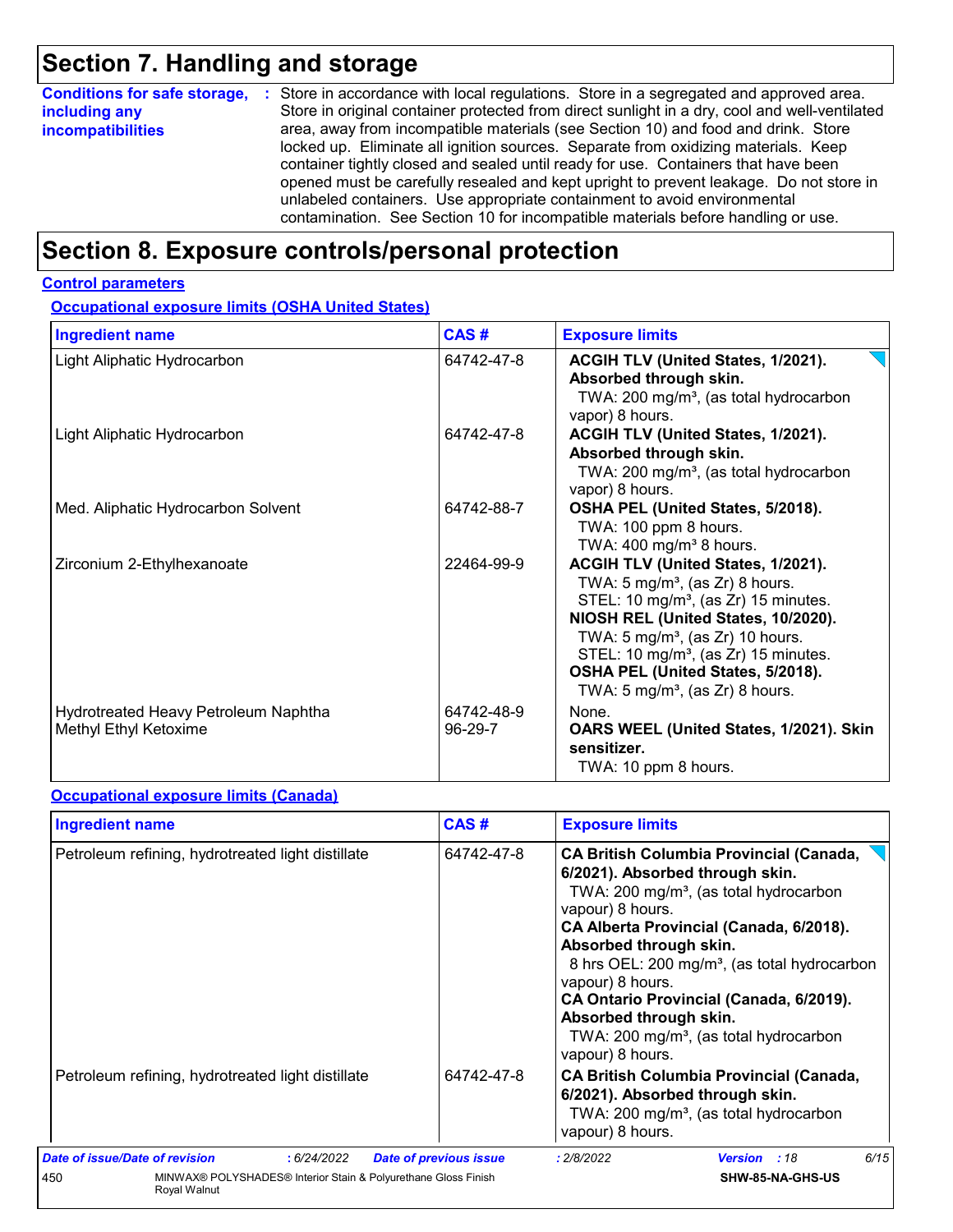# Section 7. Handling and storage

**Conditions for safe storage, including any incompatibilities** : Store in accordance with local regulations. Store in a segregated and approved area. Store in original container protected from direct sunlight in a dry, cool and well-ventilated area, away from incompatible materials (see Section 10) and food and drink. Store locked up. Eliminate all ignition sources. Separate from oxidizing materials. Keep container tightly closed and sealed until ready for use. Containers that have been opened must be carefully resealed and kept upright to prevent leakage. Do not store in unlabeled containers. Use appropriate containment to avoid environmental contamination. See Section 10 for incompatible materials before handling or use.

# Section 8. Exposure controls/personal protection

**Control parameters**

**Occupational exposure limits (OSHA United States)**

| Ingredient name | CAS # | Exposure limits |
|---|---|---|
| Light Aliphatic Hydrocarbon | 64742-47-8 | **ACGIH TLV (United States, 1/2021). Absorbed through skin.**<br>TWA: 200 mg/m³, (as total hydrocarbon vapor) 8 hours. |
| Light Aliphatic Hydrocarbon | 64742-47-8 | **ACGIH TLV (United States, 1/2021). Absorbed through skin.**<br>TWA: 200 mg/m³, (as total hydrocarbon vapor) 8 hours. |
| Med. Aliphatic Hydrocarbon Solvent | 64742-88-7 | **OSHA PEL (United States, 5/2018).**<br>TWA: 100 ppm 8 hours.<br>TWA: 400 mg/m³ 8 hours. |
| Zirconium 2-Ethylhexanoate | 22464-99-9 | **ACGIH TLV (United States, 1/2021).**<br>TWA: 5 mg/m³, (as Zr) 8 hours.<br>STEL: 10 mg/m³, (as Zr) 15 minutes.<br>**NIOSH REL (United States, 10/2020).**<br>TWA: 5 mg/m³, (as Zr) 10 hours.<br>STEL: 10 mg/m³, (as Zr) 15 minutes.<br>**OSHA PEL (United States, 5/2018).**<br>TWA: 5 mg/m³, (as Zr) 8 hours. |
| Hydrotreated Heavy Petroleum Naphtha | 64742-48-9 | None. |
| Methyl Ethyl Ketoxime | 96-29-7 | **OARS WEEL (United States, 1/2021). Skin sensitizer.**<br>TWA: 10 ppm 8 hours. |

**Occupational exposure limits (Canada)**

| Ingredient name | CAS # | Exposure limits |
|---|---|---|
| Petroleum refining, hydrotreated light distillate | 64742-47-8 | **CA British Columbia Provincial (Canada, 6/2021). Absorbed through skin.**<br>TWA: 200 mg/m³, (as total hydrocarbon vapour) 8 hours.<br>**CA Alberta Provincial (Canada, 6/2018). Absorbed through skin.**<br>8 hrs OEL: 200 mg/m³, (as total hydrocarbon vapour) 8 hours.<br>**CA Ontario Provincial (Canada, 6/2019). Absorbed through skin.**<br>TWA: 200 mg/m³, (as total hydrocarbon vapour) 8 hours. |
| Petroleum refining, hydrotreated light distillate | 64742-47-8 | **CA British Columbia Provincial (Canada, 6/2021). Absorbed through skin.**<br>TWA: 200 mg/m³, (as total hydrocarbon vapour) 8 hours. |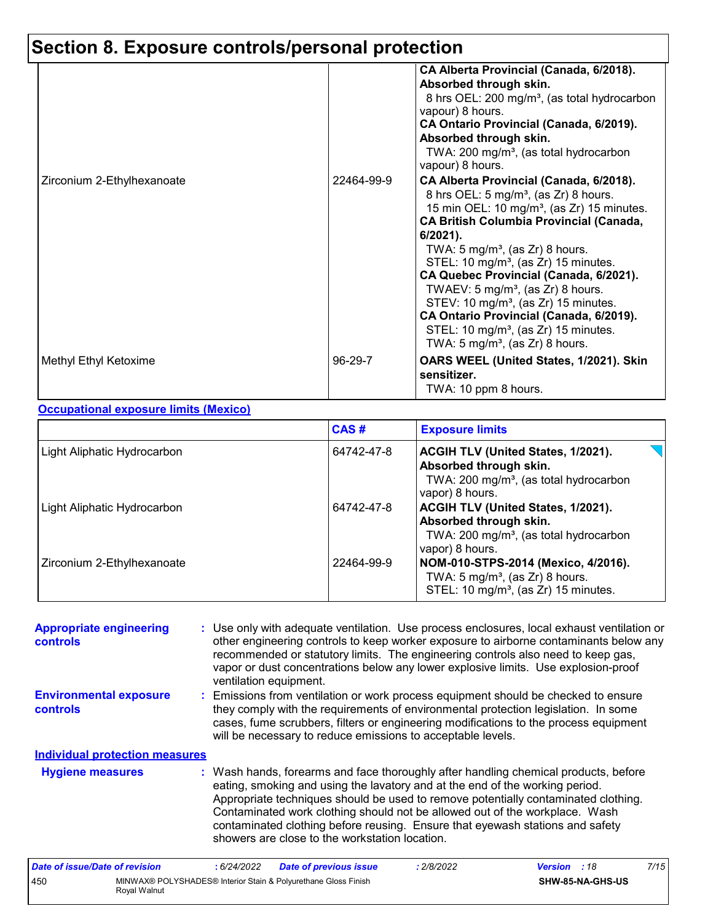## Section 8. Exposure controls/personal protection

| | | |
|---|---|---|
| | | **CA Alberta Provincial (Canada, 6/2018). Absorbed through skin.**<br>8 hrs OEL: 200 mg/m³, (as total hydrocarbon vapour) 8 hours.<br>**CA Ontario Provincial (Canada, 6/2019). Absorbed through skin.**<br>TWA: 200 mg/m³, (as total hydrocarbon vapour) 8 hours. |
| Zirconium 2-Ethylhexanoate | 22464-99-9 | **CA Alberta Provincial (Canada, 6/2018).**<br>8 hrs OEL: 5 mg/m³, (as Zr) 8 hours.<br>15 min OEL: 10 mg/m³, (as Zr) 15 minutes.<br>**CA British Columbia Provincial (Canada, 6/2021).**<br>TWA: 5 mg/m³, (as Zr) 8 hours.<br>STEL: 10 mg/m³, (as Zr) 15 minutes.<br>**CA Quebec Provincial (Canada, 6/2021).**<br>TWAEV: 5 mg/m³, (as Zr) 8 hours.<br>STEV: 10 mg/m³, (as Zr) 15 minutes.<br>**CA Ontario Provincial (Canada, 6/2019).**<br>STEL: 10 mg/m³, (as Zr) 15 minutes.<br>TWA: 5 mg/m³, (as Zr) 8 hours. |
| Methyl Ethyl Ketoxime | 96-29-7 | **OARS WEEL (United States, 1/2021). Skin sensitizer.**<br>TWA: 10 ppm 8 hours. |

**Occupational exposure limits (Mexico)**

| | CAS # | Exposure limits |
|---|---|---|
| Light Aliphatic Hydrocarbon | 64742-47-8 | **ACGIH TLV (United States, 1/2021). Absorbed through skin.**<br>TWA: 200 mg/m³, (as total hydrocarbon vapor) 8 hours. |
| Light Aliphatic Hydrocarbon | 64742-47-8 | **ACGIH TLV (United States, 1/2021). Absorbed through skin.**<br>TWA: 200 mg/m³, (as total hydrocarbon vapor) 8 hours. |
| Zirconium 2-Ethylhexanoate | 22464-99-9 | **NOM-010-STPS-2014 (Mexico, 4/2016).**<br>TWA: 5 mg/m³, (as Zr) 8 hours.<br>STEL: 10 mg/m³, (as Zr) 15 minutes. |

**Appropriate engineering controls** : Use only with adequate ventilation. Use process enclosures, local exhaust ventilation or other engineering controls to keep worker exposure to airborne contaminants below any recommended or statutory limits. The engineering controls also need to keep gas, vapor or dust concentrations below any lower explosive limits. Use explosion-proof ventilation equipment.

**Environmental exposure controls** : Emissions from ventilation or work process equipment should be checked to ensure they comply with the requirements of environmental protection legislation. In some cases, fume scrubbers, filters or engineering modifications to the process equipment will be necessary to reduce emissions to acceptable levels.

**Individual protection measures**

**Hygiene measures** : Wash hands, forearms and face thoroughly after handling chemical products, before eating, smoking and using the lavatory and at the end of the working period. Appropriate techniques should be used to remove potentially contaminated clothing. Contaminated work clothing should not be allowed out of the workplace. Wash contaminated clothing before reusing. Ensure that eyewash stations and safety showers are close to the workstation location.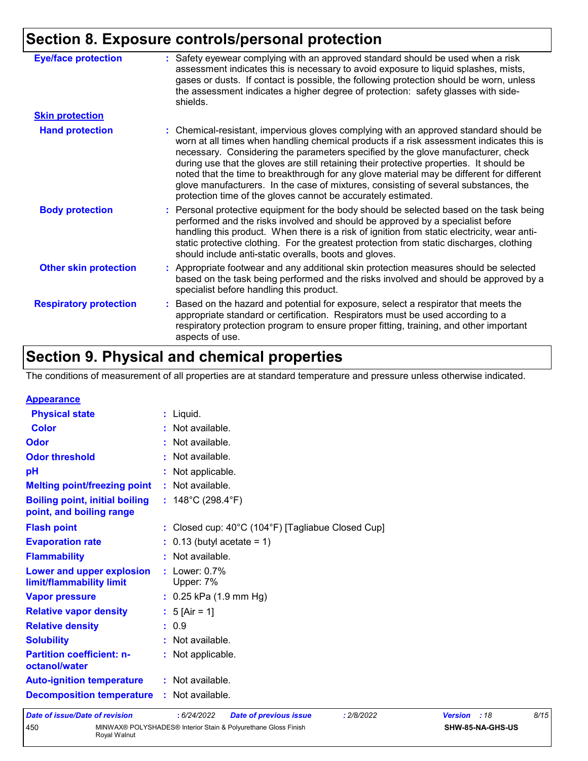## Section 8. Exposure controls/personal protection

**Eye/face protection** : Safety eyewear complying with an approved standard should be used when a risk assessment indicates this is necessary to avoid exposure to liquid splashes, mists, gases or dusts. If contact is possible, the following protection should be worn, unless the assessment indicates a higher degree of protection: safety glasses with side-shields.

**Skin protection**

**Hand protection** : Chemical-resistant, impervious gloves complying with an approved standard should be worn at all times when handling chemical products if a risk assessment indicates this is necessary. Considering the parameters specified by the glove manufacturer, check during use that the gloves are still retaining their protective properties. It should be noted that the time to breakthrough for any glove material may be different for different glove manufacturers. In the case of mixtures, consisting of several substances, the protection time of the gloves cannot be accurately estimated.

**Body protection** : Personal protective equipment for the body should be selected based on the task being performed and the risks involved and should be approved by a specialist before handling this product. When there is a risk of ignition from static electricity, wear anti-static protective clothing. For the greatest protection from static discharges, clothing should include anti-static overalls, boots and gloves.

**Other skin protection** : Appropriate footwear and any additional skin protection measures should be selected based on the task being performed and the risks involved and should be approved by a specialist before handling this product.

**Respiratory protection** : Based on the hazard and potential for exposure, select a respirator that meets the appropriate standard or certification. Respirators must be used according to a respiratory protection program to ensure proper fitting, training, and other important aspects of use.

## Section 9. Physical and chemical properties

The conditions of measurement of all properties are at standard temperature and pressure unless otherwise indicated.

**Appearance**

**Physical state** : Liquid.

**Color** : Not available.

**Odor** : Not available.

**Odor threshold** : Not available.

**pH** : Not applicable.

**Melting point/freezing point** : Not available.

**Boiling point, initial boiling point, and boiling range** : 148°C (298.4°F)

**Flash point** : Closed cup: 40°C (104°F) [Tagliabue Closed Cup]

**Evaporation rate** : 0.13 (butyl acetate = 1)

**Flammability** : Not available.

**Lower and upper explosion limit/flammability limit** : Lower: 0.7%
Upper: 7%

**Vapor pressure** : 0.25 kPa (1.9 mm Hg)

**Relative vapor density** : 5 [Air = 1]

**Relative density** : 0.9

**Solubility** : Not available.

**Partition coefficient: n-octanol/water** : Not applicable.

**Auto-ignition temperature** : Not available.

**Decomposition temperature** : Not available.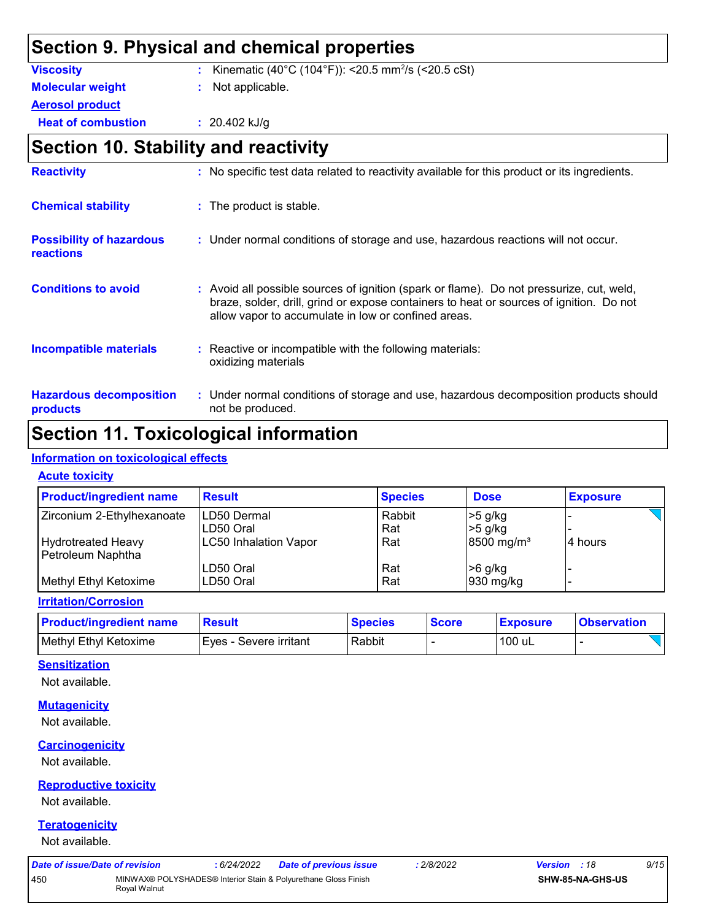# Section 9. Physical and chemical properties

**Viscosity** : Kinematic (40°C (104°F)): <20.5 mm²/s (<20.5 cSt)

**Molecular weight** : Not applicable.

**Aerosol product**

**Heat of combustion** : 20.402 kJ/g

# Section 10. Stability and reactivity

**Reactivity** : No specific test data related to reactivity available for this product or its ingredients.

**Chemical stability** : The product is stable.

**Possibility of hazardous reactions** : Under normal conditions of storage and use, hazardous reactions will not occur.

**Conditions to avoid** : Avoid all possible sources of ignition (spark or flame). Do not pressurize, cut, weld, braze, solder, drill, grind or expose containers to heat or sources of ignition. Do not allow vapor to accumulate in low or confined areas.

**Incompatible materials** : Reactive or incompatible with the following materials: oxidizing materials

**Hazardous decomposition products** : Under normal conditions of storage and use, hazardous decomposition products should not be produced.

# Section 11. Toxicological information

## Information on toxicological effects

### Acute toxicity

| Product/ingredient name | Result | Species | Dose | Exposure |
|---|---|---|---|---|
| Zirconium 2-Ethylhexanoate | LD50 Dermal | Rabbit | >5 g/kg | - |
| | LD50 Oral | Rat | >5 g/kg | - |
| Hydrotreated Heavy Petroleum Naphtha | LC50 Inhalation Vapor | Rat | 8500 mg/m³ | 4 hours |
| | LD50 Oral | Rat | >6 g/kg | - |
| Methyl Ethyl Ketoxime | LD50 Oral | Rat | 930 mg/kg | - |

### Irritation/Corrosion

| Product/ingredient name | Result | Species | Score | Exposure | Observation |
|---|---|---|---|---|---|
| Methyl Ethyl Ketoxime | Eyes - Severe irritant | Rabbit | - | 100 uL | - |

### Sensitization

Not available.

### Mutagenicity

Not available.

### Carcinogenicity

Not available.

### Reproductive toxicity

Not available.

### Teratogenicity

Not available.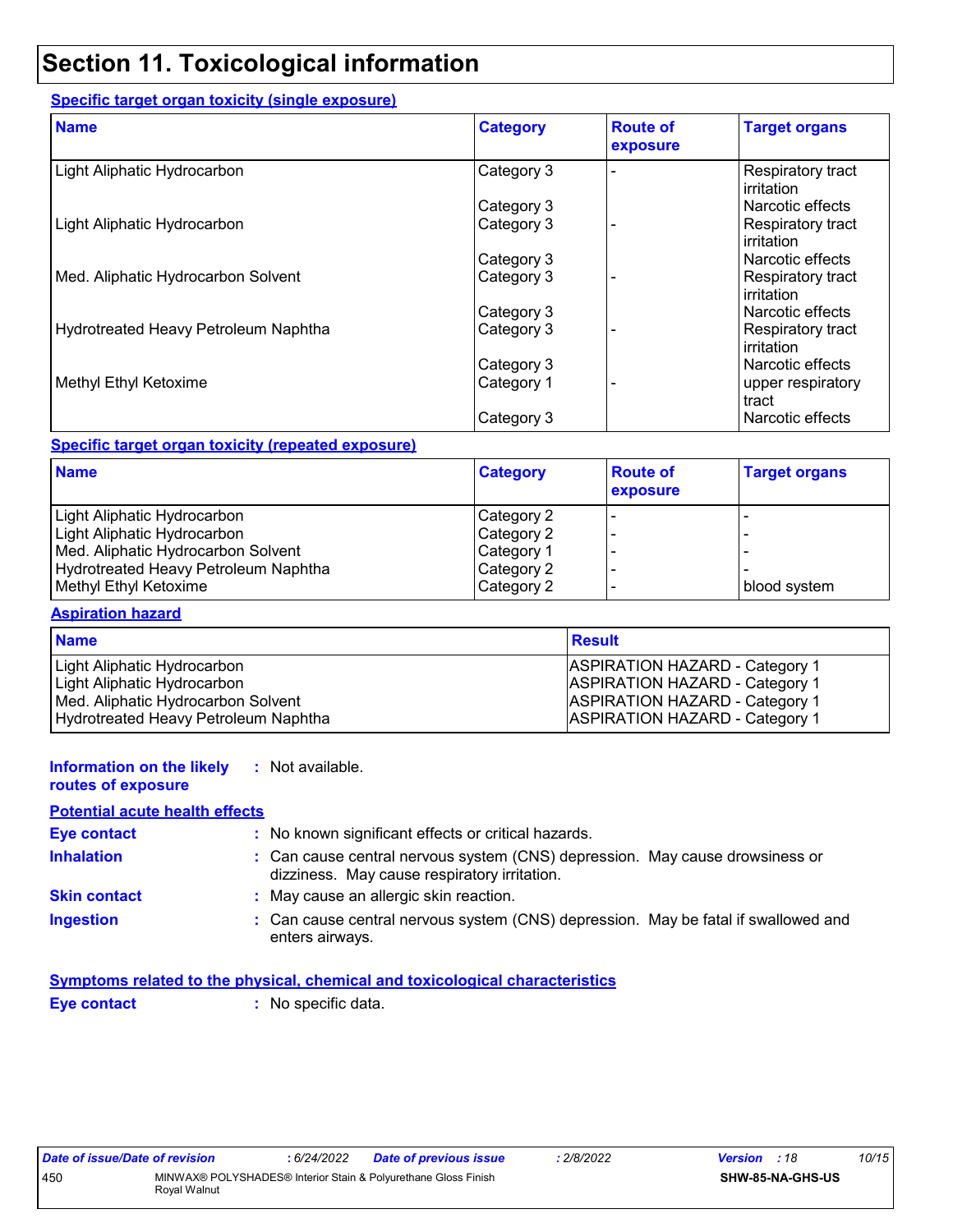# Section 11. Toxicological information

**Specific target organ toxicity (single exposure)**

| Name | Category | Route of exposure | Target organs |
|---|---|---|---|
| Light Aliphatic Hydrocarbon | Category 3 | - | Respiratory tract irritation |
| | Category 3 | | Narcotic effects |
| Light Aliphatic Hydrocarbon | Category 3 | - | Respiratory tract irritation |
| | Category 3 | | Narcotic effects |
| Med. Aliphatic Hydrocarbon Solvent | Category 3 | - | Respiratory tract irritation |
| | Category 3 | | Narcotic effects |
| Hydrotreated Heavy Petroleum Naphtha | Category 3 | - | Respiratory tract irritation |
| | Category 3 | | Narcotic effects |
| Methyl Ethyl Ketoxime | Category 1 | - | upper respiratory tract |
| | Category 3 | | Narcotic effects |

**Specific target organ toxicity (repeated exposure)**

| Name | Category | Route of exposure | Target organs |
|---|---|---|---|
| Light Aliphatic Hydrocarbon | Category 2 | - | - |
| Light Aliphatic Hydrocarbon | Category 2 | - | - |
| Med. Aliphatic Hydrocarbon Solvent | Category 1 | - | - |
| Hydrotreated Heavy Petroleum Naphtha | Category 2 | - | - |
| Methyl Ethyl Ketoxime | Category 2 | - | blood system |

**Aspiration hazard**

| Name | Result |
|---|---|
| Light Aliphatic Hydrocarbon | ASPIRATION HAZARD - Category 1 |
| Light Aliphatic Hydrocarbon | ASPIRATION HAZARD - Category 1 |
| Med. Aliphatic Hydrocarbon Solvent | ASPIRATION HAZARD - Category 1 |
| Hydrotreated Heavy Petroleum Naphtha | ASPIRATION HAZARD - Category 1 |

**Information on the likely routes of exposure** : Not available.

**Potential acute health effects**

**Eye contact** : No known significant effects or critical hazards.

**Inhalation** : Can cause central nervous system (CNS) depression. May cause drowsiness or dizziness. May cause respiratory irritation.

**Skin contact** : May cause an allergic skin reaction.

**Ingestion** : Can cause central nervous system (CNS) depression. May be fatal if swallowed and enters airways.

**Symptoms related to the physical, chemical and toxicological characteristics**

**Eye contact** : No specific data.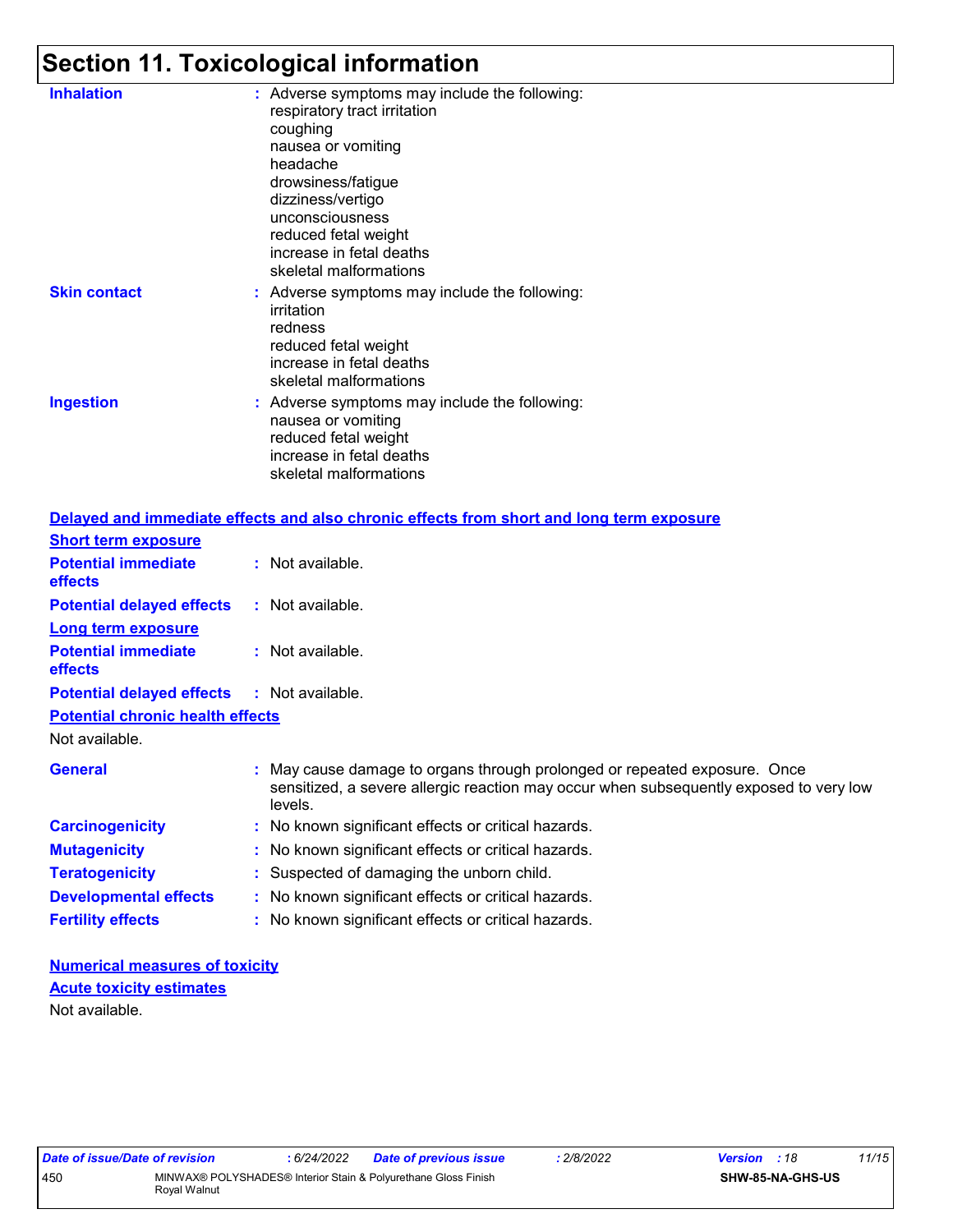# Section 11. Toxicological information

**Inhalation** : Adverse symptoms may include the following:
respiratory tract irritation
coughing
nausea or vomiting
headache
drowsiness/fatigue
dizziness/vertigo
unconsciousness
reduced fetal weight
increase in fetal deaths
skeletal malformations

**Skin contact** : Adverse symptoms may include the following:
irritation
redness
reduced fetal weight
increase in fetal deaths
skeletal malformations

**Ingestion** : Adverse symptoms may include the following:
nausea or vomiting
reduced fetal weight
increase in fetal deaths
skeletal malformations

**Delayed and immediate effects and also chronic effects from short and long term exposure**

**Short term exposure**

**Potential immediate effects** : Not available.

**Potential delayed effects** : Not available.

**Long term exposure**

**Potential immediate effects** : Not available.

**Potential delayed effects** : Not available.

**Potential chronic health effects**

Not available.

**General** : May cause damage to organs through prolonged or repeated exposure. Once sensitized, a severe allergic reaction may occur when subsequently exposed to very low levels.

**Carcinogenicity** : No known significant effects or critical hazards.

**Mutagenicity** : No known significant effects or critical hazards.

**Teratogenicity** : Suspected of damaging the unborn child.

**Developmental effects** : No known significant effects or critical hazards.

**Fertility effects** : No known significant effects or critical hazards.

**Numerical measures of toxicity**

**Acute toxicity estimates**

Not available.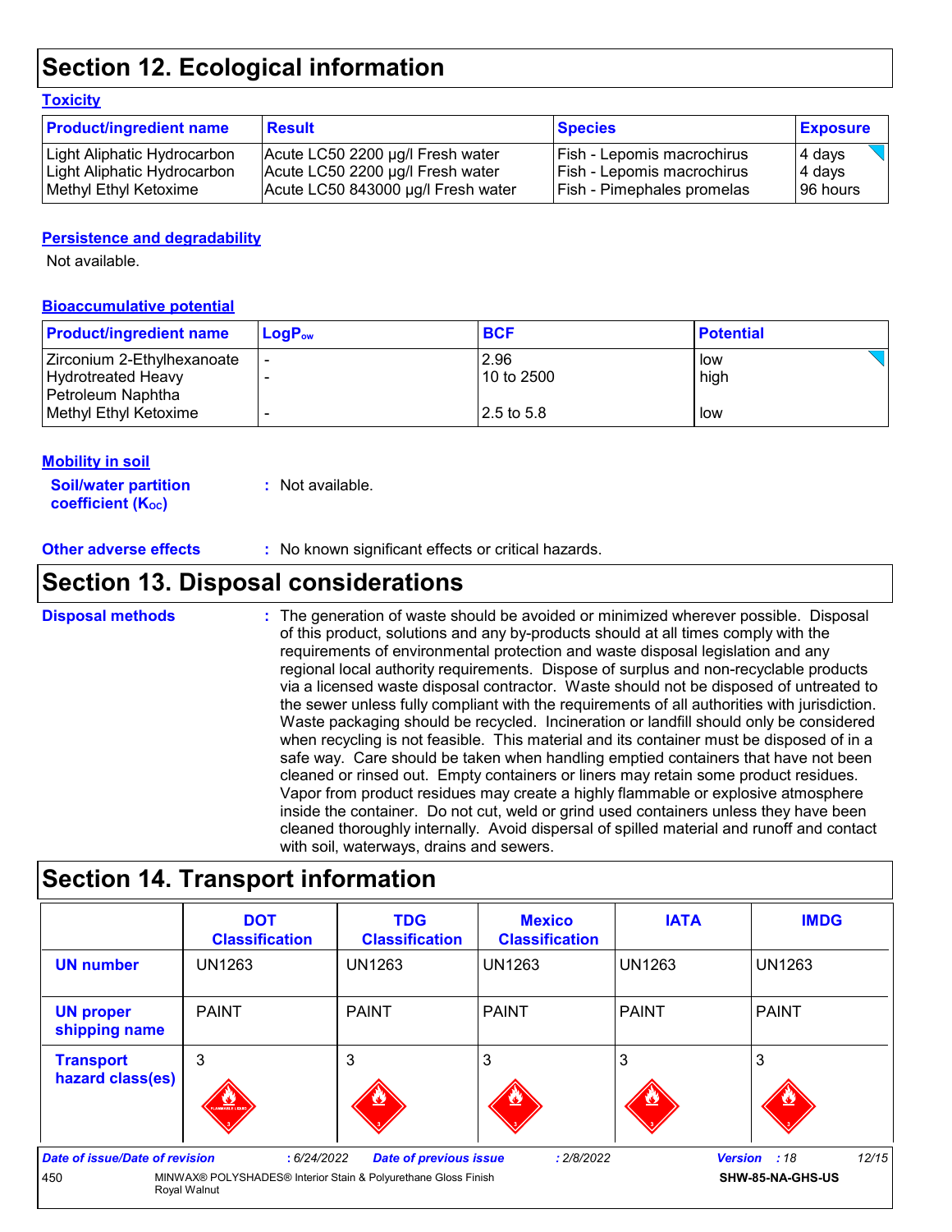## Section 12. Ecological information

### Toxicity

| Product/ingredient name | Result | Species | Exposure |
|---|---|---|---|
| Light Aliphatic Hydrocarbon | Acute LC50 2200 µg/l Fresh water | Fish - Lepomis macrochirus | 4 days |
| Light Aliphatic Hydrocarbon | Acute LC50 2200 µg/l Fresh water | Fish - Lepomis macrochirus | 4 days |
| Methyl Ethyl Ketoxime | Acute LC50 843000 µg/l Fresh water | Fish - Pimephales promelas | 96 hours |

### Persistence and degradability

Not available.

### Bioaccumulative potential

| Product/ingredient name | $LogP_{ow}$ | BCF | Potential |
|---|---|---|---|
| Zirconium 2-Ethylhexanoate | - | 2.96 | low |
| Hydrotreated Heavy Petroleum Naphtha | - | 10 to 2500 | high |
| Methyl Ethyl Ketoxime | - | 2.5 to 5.8 | low |

### Mobility in soil

**Soil/water partition coefficient ($K_{OC}$)** : Not available.

**Other adverse effects** : No known significant effects or critical hazards.

## Section 13. Disposal considerations

**Disposal methods** : The generation of waste should be avoided or minimized wherever possible. Disposal of this product, solutions and any by-products should at all times comply with the requirements of environmental protection and waste disposal legislation and any regional local authority requirements. Dispose of surplus and non-recyclable products via a licensed waste disposal contractor. Waste should not be disposed of untreated to the sewer unless fully compliant with the requirements of all authorities with jurisdiction. Waste packaging should be recycled. Incineration or landfill should only be considered when recycling is not feasible. This material and its container must be disposed of in a safe way. Care should be taken when handling emptied containers that have not been cleaned or rinsed out. Empty containers or liners may retain some product residues. Vapor from product residues may create a highly flammable or explosive atmosphere inside the container. Do not cut, weld or grind used containers unless they have been cleaned thoroughly internally. Avoid dispersal of spilled material and runoff and contact with soil, waterways, drains and sewers.

## Section 14. Transport information

| | DOT Classification | TDG Classification | Mexico Classification | IATA | IMDG |
|---|---|---|---|---|---|
| UN number | UN1263 | UN1263 | UN1263 | UN1263 | UN1263 |
| UN proper shipping name | PAINT | PAINT | PAINT | PAINT | PAINT |
| Transport hazard class(es) | 3 | 3 | 3 | 3 | 3 |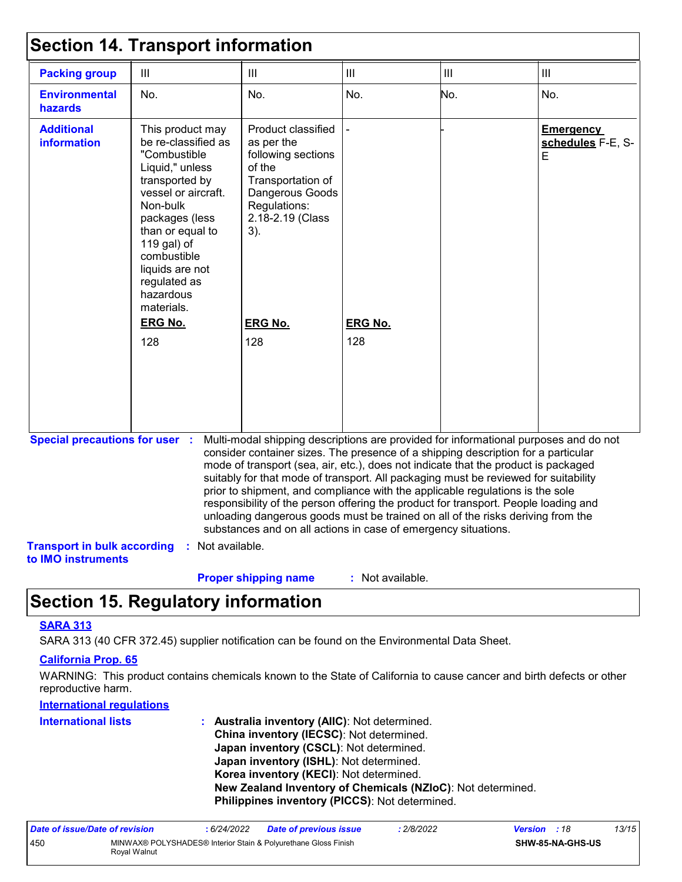## Section 14. Transport information

| | | | | | |
|---|---|---|---|---|---|
| **Packing group** | III | III | III | III | III |
| **Environmental hazards** | No. | No. | No. | No. | No. |
| **Additional information** | This product may be re-classified as "Combustible Liquid," unless transported by vessel or aircraft. Non-bulk packages (less than or equal to 119 gal) of combustible liquids are not regulated as hazardous materials.<br>**ERG No.**<br>128 | Product classified as per the following sections of the Transportation of Dangerous Goods Regulations: 2.18-2.19 (Class 3).<br>**ERG No.**<br>128 | -<br>**ERG No.**<br>128 | - | **Emergency schedules** F-E, S-E |

**Special precautions for user** : Multi-modal shipping descriptions are provided for informational purposes and do not consider container sizes. The presence of a shipping description for a particular mode of transport (sea, air, etc.), does not indicate that the product is packaged suitably for that mode of transport. All packaging must be reviewed for suitability prior to shipment, and compliance with the applicable regulations is the sole responsibility of the person offering the product for transport. People loading and unloading dangerous goods must be trained on all of the risks deriving from the substances and on all actions in case of emergency situations.

**Transport in bulk according to IMO instruments** : Not available.

**Proper shipping name** : Not available.

## Section 15. Regulatory information

**SARA 313**

SARA 313 (40 CFR 372.45) supplier notification can be found on the Environmental Data Sheet.

**California Prop. 65**

WARNING: This product contains chemicals known to the State of California to cause cancer and birth defects or other reproductive harm.

**International regulations**

**International lists** :
**Australia inventory (AIIC)**: Not determined.
**China inventory (IECSC)**: Not determined.
**Japan inventory (CSCL)**: Not determined.
**Japan inventory (ISHL)**: Not determined.
**Korea inventory (KECI)**: Not determined.
**New Zealand Inventory of Chemicals (NZIoC)**: Not determined.
**Philippines inventory (PICCS)**: Not determined.

| *Date of issue/Date of revision* | : 6/24/2022 | *Date of previous issue* | : 2/8/2022 | *Version* : 18 |
|---|---|---|---|---|
| 450 | MINWAX® POLYSHADES® Interior Stain & Polyurethane Gloss Finish Royal Walnut | | | SHW-85-NA-GHS-US |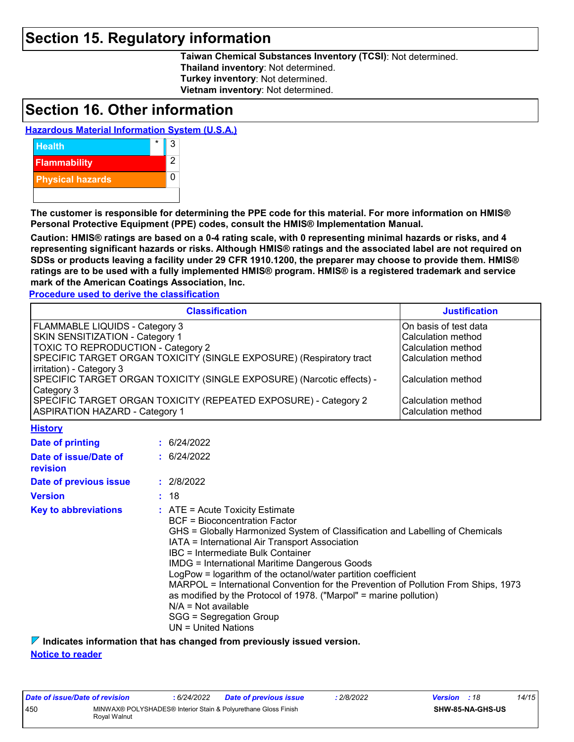## Section 15. Regulatory information

**Taiwan Chemical Substances Inventory (TCSI)**: Not determined.
**Thailand inventory**: Not determined.
**Turkey inventory**: Not determined.
**Vietnam inventory**: Not determined.

## Section 16. Other information

**Hazardous Material Information System (U.S.A.)**

| | | |
|---|---|---|
| Health | * | 3 |
| Flammability | | 2 |
| Physical hazards | | 0 |

**The customer is responsible for determining the PPE code for this material. For more information on HMIS® Personal Protective Equipment (PPE) codes, consult the HMIS® Implementation Manual.**

**Caution: HMIS® ratings are based on a 0-4 rating scale, with 0 representing minimal hazards or risks, and 4 representing significant hazards or risks. Although HMIS® ratings and the associated label are not required on SDSs or products leaving a facility under 29 CFR 1910.1200, the preparer may choose to provide them. HMIS® ratings are to be used with a fully implemented HMIS® program. HMIS® is a registered trademark and service mark of the American Coatings Association, Inc.**

**Procedure used to derive the classification**

| Classification | Justification |
|---|---|
| FLAMMABLE LIQUIDS - Category 3 | On basis of test data |
| SKIN SENSITIZATION - Category 1 | Calculation method |
| TOXIC TO REPRODUCTION - Category 2 | Calculation method |
| SPECIFIC TARGET ORGAN TOXICITY (SINGLE EXPOSURE) (Respiratory tract irritation) - Category 3 | Calculation method |
| SPECIFIC TARGET ORGAN TOXICITY (SINGLE EXPOSURE) (Narcotic effects) - Category 3 | Calculation method |
| SPECIFIC TARGET ORGAN TOXICITY (REPEATED EXPOSURE) - Category 2 | Calculation method |
| ASPIRATION HAZARD - Category 1 | Calculation method |

**History**

**Date of printing** : 6/24/2022

**Date of issue/Date of revision** : 6/24/2022

**Date of previous issue** : 2/8/2022

**Version** : 18

**Key to abbreviations** :
ATE = Acute Toxicity Estimate
BCF = Bioconcentration Factor
GHS = Globally Harmonized System of Classification and Labelling of Chemicals
IATA = International Air Transport Association
IBC = Intermediate Bulk Container
IMDG = International Maritime Dangerous Goods
LogPow = logarithm of the octanol/water partition coefficient
MARPOL = International Convention for the Prevention of Pollution From Ships, 1973 as modified by the Protocol of 1978. ("Marpol" = marine pollution)
N/A = Not available
SGG = Segregation Group
UN = United Nations

**Indicates information that has changed from previously issued version.**

**Notice to reader**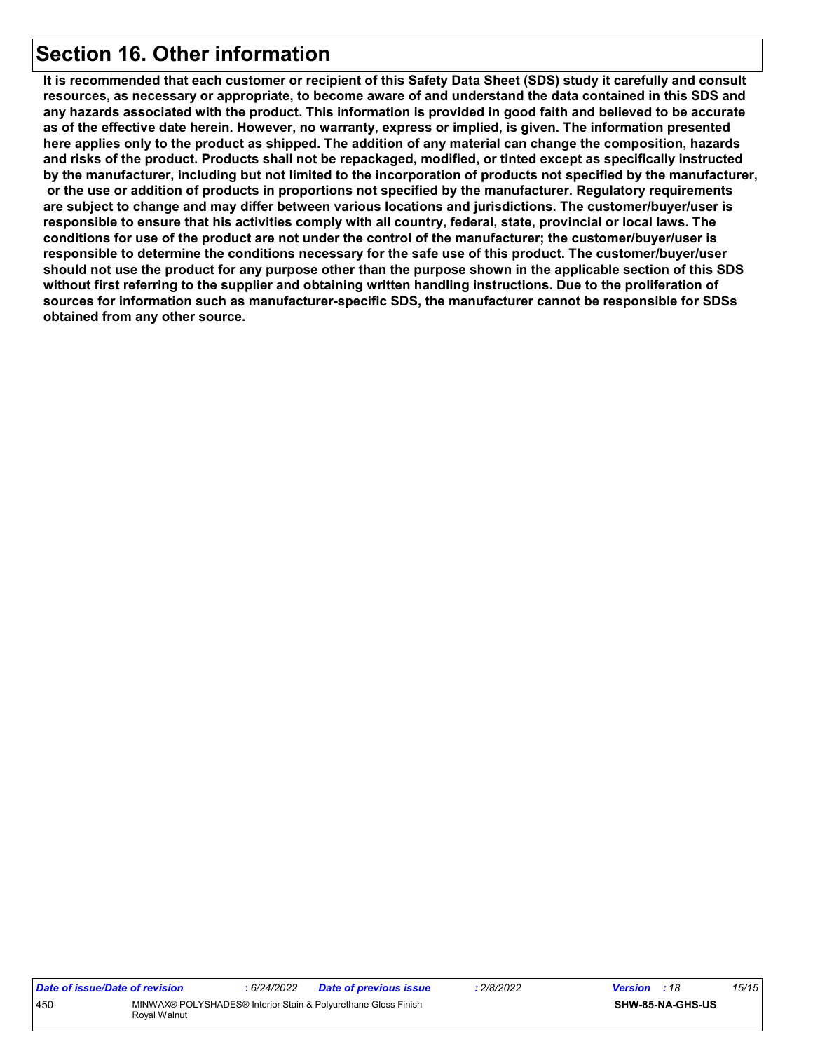# Section 16. Other information

**It is recommended that each customer or recipient of this Safety Data Sheet (SDS) study it carefully and consult resources, as necessary or appropriate, to become aware of and understand the data contained in this SDS and any hazards associated with the product. This information is provided in good faith and believed to be accurate as of the effective date herein. However, no warranty, express or implied, is given. The information presented here applies only to the product as shipped. The addition of any material can change the composition, hazards and risks of the product. Products shall not be repackaged, modified, or tinted except as specifically instructed by the manufacturer, including but not limited to the incorporation of products not specified by the manufacturer, or the use or addition of products in proportions not specified by the manufacturer. Regulatory requirements are subject to change and may differ between various locations and jurisdictions. The customer/buyer/user is responsible to ensure that his activities comply with all country, federal, state, provincial or local laws. The conditions for use of the product are not under the control of the manufacturer; the customer/buyer/user is responsible to determine the conditions necessary for the safe use of this product. The customer/buyer/user should not use the product for any purpose other than the purpose shown in the applicable section of this SDS without first referring to the supplier and obtaining written handling instructions. Due to the proliferation of sources for information such as manufacturer-specific SDS, the manufacturer cannot be responsible for SDSs obtained from any other source.**